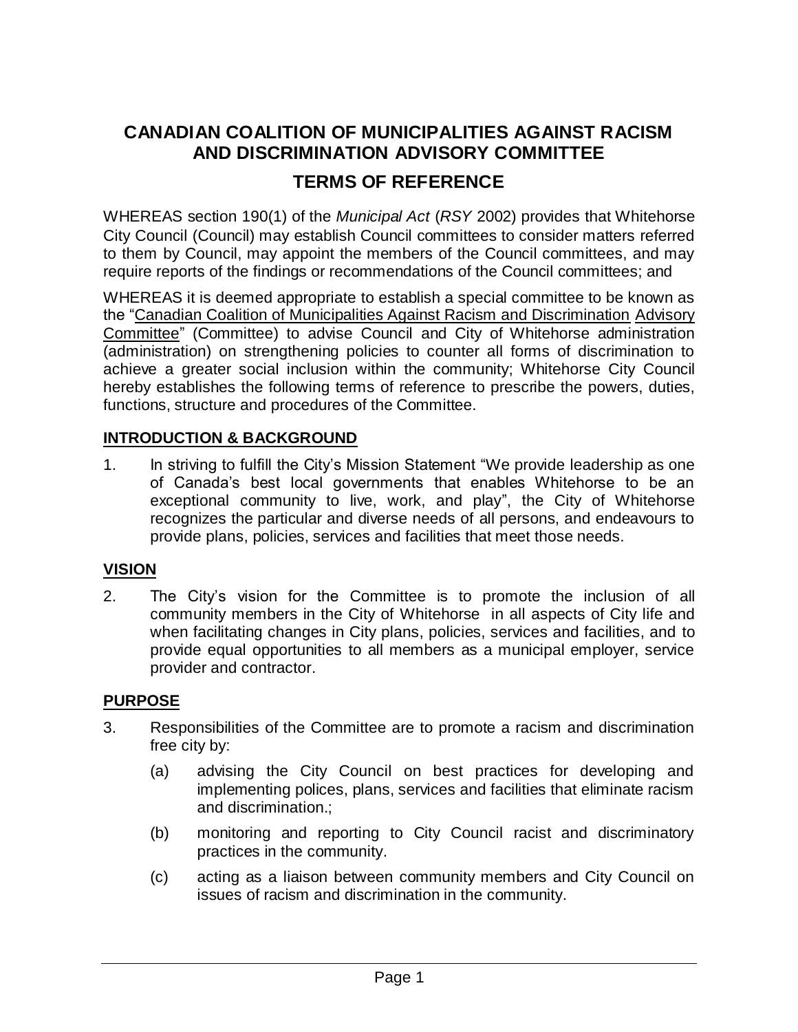# CANADIAN COALITION OF MUNICIPALITIES AGAINST RACISM AND DISCRIMINATION ADVISORY COMMITTEE

## TERMS OF REFERENCE

WHEREAS section 190(1) of the *Municipal Act* (*RSY* 2002) provides that Whitehorse City Council (Council) may establish Council committees to consider matters referred to them by Council, may appoint the members of the Council committees, and may require reports of the findings or recommendations of the Council committees; and

WHEREAS it is deemed appropriate to establish a special committee to be known as the "Canadian Coalition of Municipalities Against Racism and Discrimination Advisory Committee" (Committee) to advise Council and City of Whitehorse administration (administration) on strengthening policies to counter all forms of discrimination to achieve a greater social inclusion within the community; Whitehorse City Council hereby establishes the following terms of reference to prescribe the powers, duties, functions, structure and procedures of the Committee.

### INTRODUCTION & BACKGROUND

1. In striving to fulfill the City's Mission Statement "We provide leadership as one of Canada's best local governments that enables Whitehorse to be an exceptional community to live, work, and play", the City of Whitehorse recognizes the particular and diverse needs of all persons, and endeavours to provide plans, policies, services and facilities that meet those needs.

### VISION

2. The City's vision for the Committee is to promote the inclusion of all community members in the City of Whitehorse in all aspects of City life and when facilitating changes in City plans, policies, services and facilities, and to provide equal opportunities to all members as a municipal employer, service provider and contractor.

### PURPOSE

3. Responsibilities of the Committee are to promote a racism and discrimination free city by:

   (a) advising the City Council on best practices for developing and implementing polices, plans, services and facilities that eliminate racism and discrimination.;

   (b) monitoring and reporting to City Council racist and discriminatory practices in the community.

   (c) acting as a liaison between community members and City Council on issues of racism and discrimination in the community.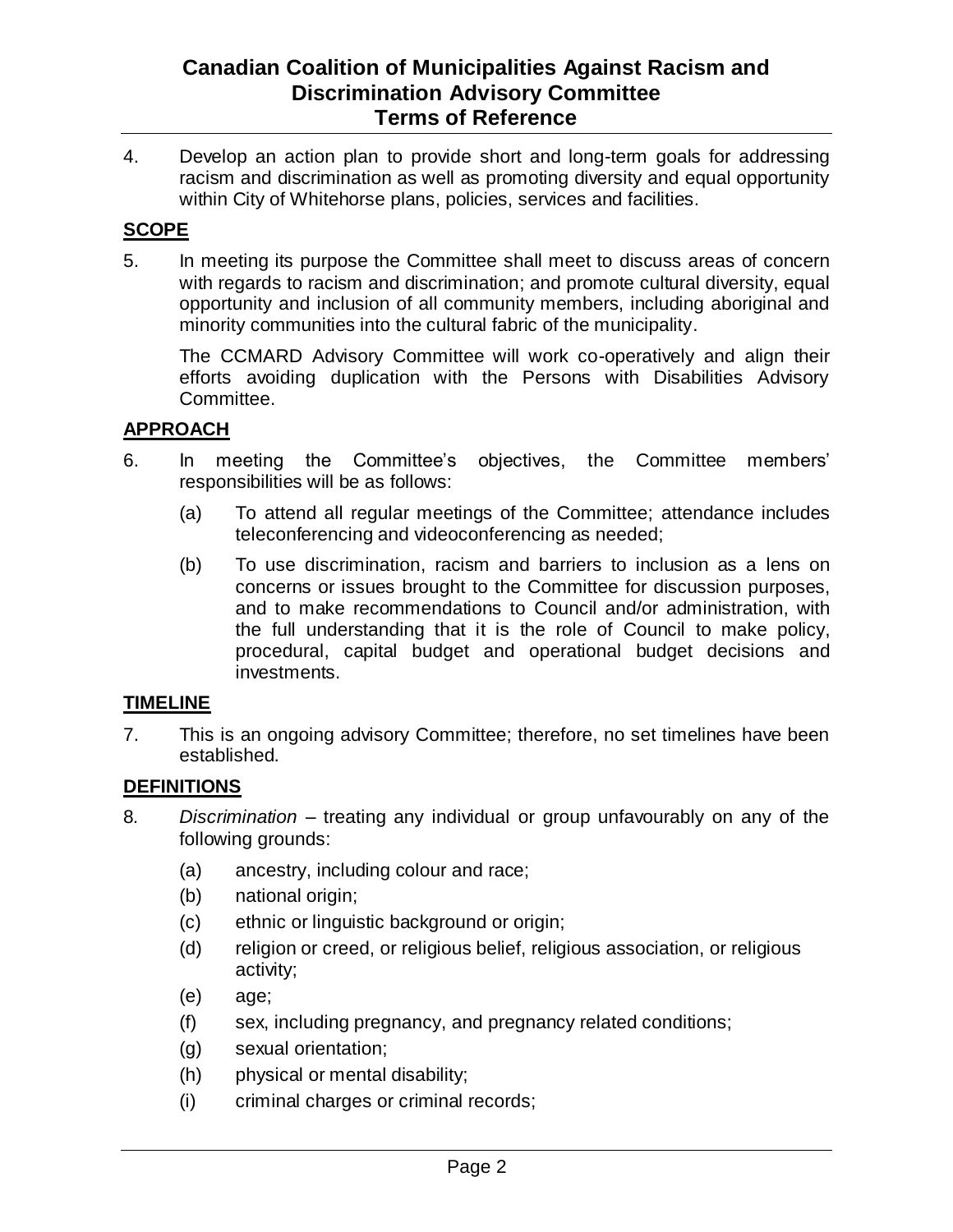4. Develop an action plan to provide short and long-term goals for addressing racism and discrimination as well as promoting diversity and equal opportunity within City of Whitehorse plans, policies, services and facilities.

## SCOPE

5. In meeting its purpose the Committee shall meet to discuss areas of concern with regards to racism and discrimination; and promote cultural diversity, equal opportunity and inclusion of all community members, including aboriginal and minority communities into the cultural fabric of the municipality.

   The CCMARD Advisory Committee will work co-operatively and align their efforts avoiding duplication with the Persons with Disabilities Advisory Committee.

## APPROACH

6. In meeting the Committee's objectives, the Committee members' responsibilities will be as follows:

   (a) To attend all regular meetings of the Committee; attendance includes teleconferencing and videoconferencing as needed;

   (b) To use discrimination, racism and barriers to inclusion as a lens on concerns or issues brought to the Committee for discussion purposes, and to make recommendations to Council and/or administration, with the full understanding that it is the role of Council to make policy, procedural, capital budget and operational budget decisions and investments.

## TIMELINE

7. This is an ongoing advisory Committee; therefore, no set timelines have been established.

## DEFINITIONS

8. *Discrimination* – treating any individual or group unfavourably on any of the following grounds:

   (a) ancestry, including colour and race;

   (b) national origin;

   (c) ethnic or linguistic background or origin;

   (d) religion or creed, or religious belief, religious association, or religious activity;

   (e) age;

   (f) sex, including pregnancy, and pregnancy related conditions;

   (g) sexual orientation;

   (h) physical or mental disability;

   (i) criminal charges or criminal records;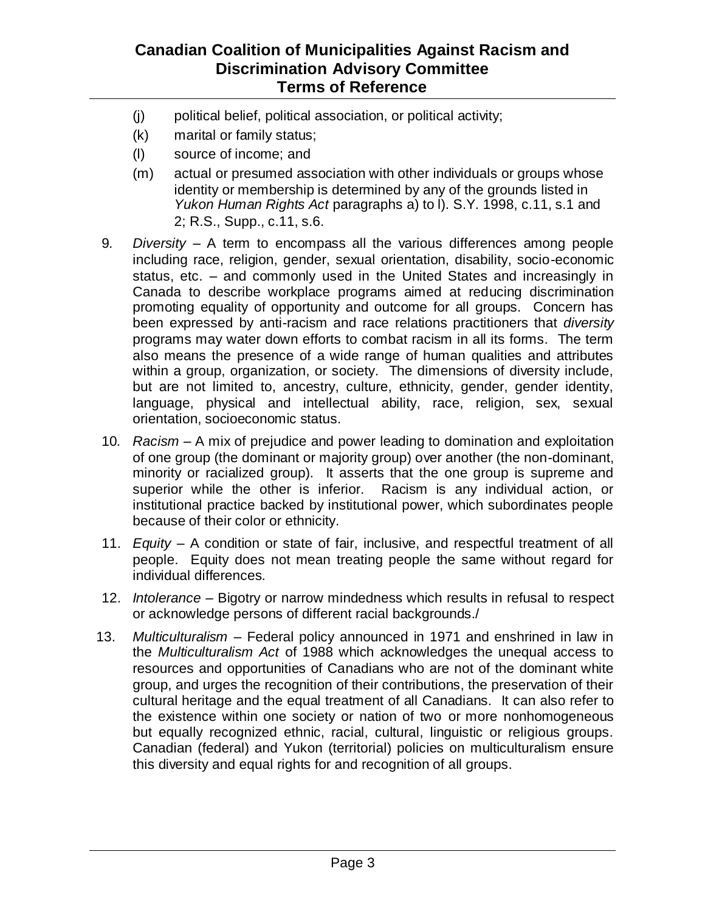(j) political belief, political association, or political activity;

(k) marital or family status;

(l) source of income; and

(m) actual or presumed association with other individuals or groups whose identity or membership is determined by any of the grounds listed in *Yukon Human Rights Act* paragraphs a) to l). S.Y. 1998, c.11, s.1 and 2; R.S., Supp., c.11, s.6.

9. *Diversity* – A term to encompass all the various differences among people including race, religion, gender, sexual orientation, disability, socio-economic status, etc. – and commonly used in the United States and increasingly in Canada to describe workplace programs aimed at reducing discrimination promoting equality of opportunity and outcome for all groups. Concern has been expressed by anti-racism and race relations practitioners that *diversity* programs may water down efforts to combat racism in all its forms. The term also means the presence of a wide range of human qualities and attributes within a group, organization, or society. The dimensions of diversity include, but are not limited to, ancestry, culture, ethnicity, gender, gender identity, language, physical and intellectual ability, race, religion, sex, sexual orientation, socioeconomic status.

10. *Racism* – A mix of prejudice and power leading to domination and exploitation of one group (the dominant or majority group) over another (the non-dominant, minority or racialized group). It asserts that the one group is supreme and superior while the other is inferior. Racism is any individual action, or institutional practice backed by institutional power, which subordinates people because of their color or ethnicity.

11. *Equity* – A condition or state of fair, inclusive, and respectful treatment of all people. Equity does not mean treating people the same without regard for individual differences.

12. *Intolerance* – Bigotry or narrow mindedness which results in refusal to respect or acknowledge persons of different racial backgrounds./

13. *Multiculturalism* – Federal policy announced in 1971 and enshrined in law in the *Multiculturalism Act* of 1988 which acknowledges the unequal access to resources and opportunities of Canadians who are not of the dominant white group, and urges the recognition of their contributions, the preservation of their cultural heritage and the equal treatment of all Canadians. It can also refer to the existence within one society or nation of two or more nonhomogeneous but equally recognized ethnic, racial, cultural, linguistic or religious groups. Canadian (federal) and Yukon (territorial) policies on multiculturalism ensure this diversity and equal rights for and recognition of all groups.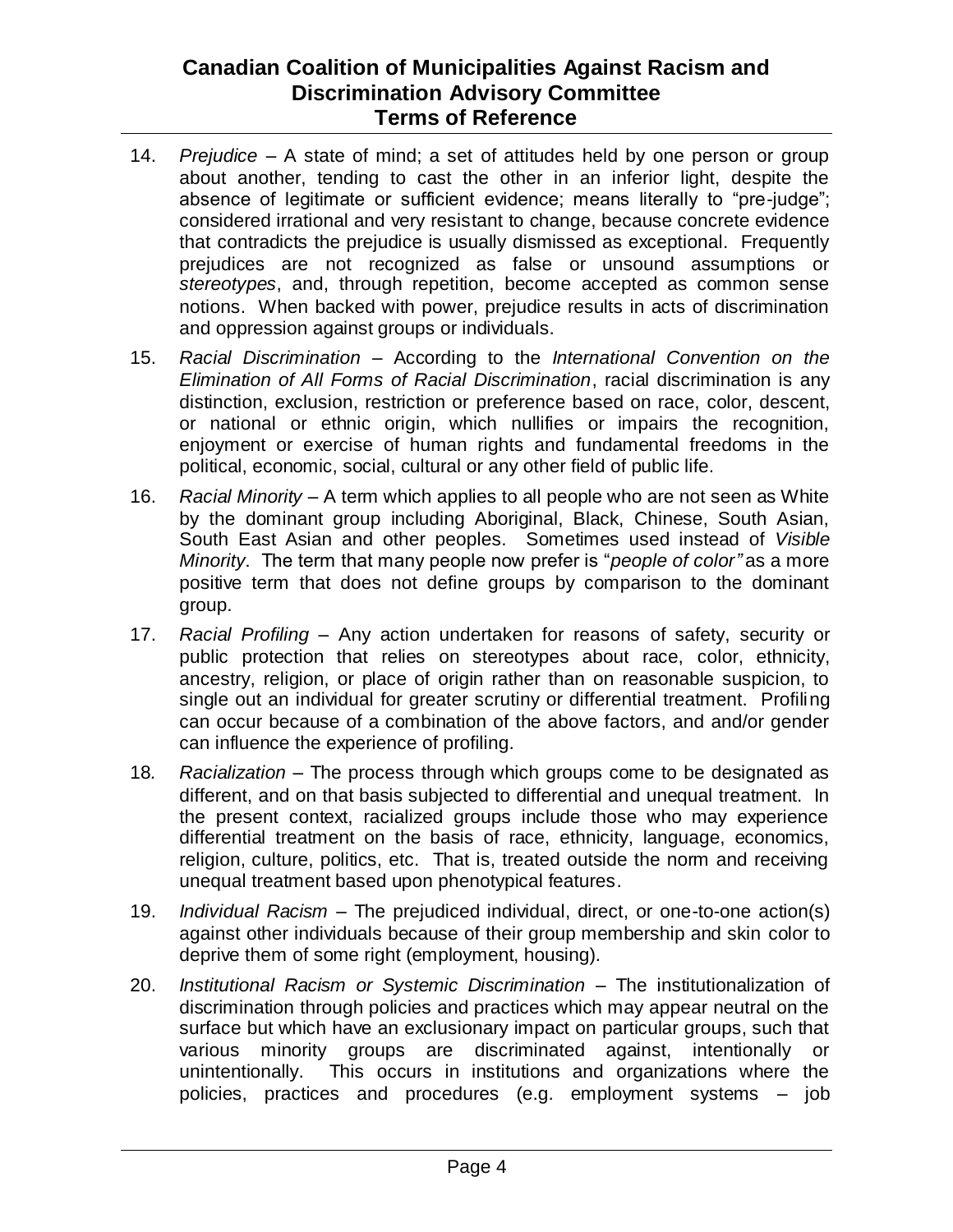14. *Prejudice* – A state of mind; a set of attitudes held by one person or group about another, tending to cast the other in an inferior light, despite the absence of legitimate or sufficient evidence; means literally to "pre-judge"; considered irrational and very resistant to change, because concrete evidence that contradicts the prejudice is usually dismissed as exceptional. Frequently prejudices are not recognized as false or unsound assumptions or *stereotypes*, and, through repetition, become accepted as common sense notions. When backed with power, prejudice results in acts of discrimination and oppression against groups or individuals.

15. *Racial Discrimination* – According to the *International Convention on the Elimination of All Forms of Racial Discrimination*, racial discrimination is any distinction, exclusion, restriction or preference based on race, color, descent, or national or ethnic origin, which nullifies or impairs the recognition, enjoyment or exercise of human rights and fundamental freedoms in the political, economic, social, cultural or any other field of public life.

16. *Racial Minority* – A term which applies to all people who are not seen as White by the dominant group including Aboriginal, Black, Chinese, South Asian, South East Asian and other peoples. Sometimes used instead of *Visible Minority*. The term that many people now prefer is "*people of color"* as a more positive term that does not define groups by comparison to the dominant group.

17. *Racial Profiling* – Any action undertaken for reasons of safety, security or public protection that relies on stereotypes about race, color, ethnicity, ancestry, religion, or place of origin rather than on reasonable suspicion, to single out an individual for greater scrutiny or differential treatment. Profiling can occur because of a combination of the above factors, and and/or gender can influence the experience of profiling.

18. *Racialization* – The process through which groups come to be designated as different, and on that basis subjected to differential and unequal treatment. In the present context, racialized groups include those who may experience differential treatment on the basis of race, ethnicity, language, economics, religion, culture, politics, etc. That is, treated outside the norm and receiving unequal treatment based upon phenotypical features.

19. *Individual Racism* – The prejudiced individual, direct, or one-to-one action(s) against other individuals because of their group membership and skin color to deprive them of some right (employment, housing).

20. *Institutional Racism or Systemic Discrimination* – The institutionalization of discrimination through policies and practices which may appear neutral on the surface but which have an exclusionary impact on particular groups, such that various minority groups are discriminated against, intentionally or unintentionally. This occurs in institutions and organizations where the policies, practices and procedures (e.g. employment systems – job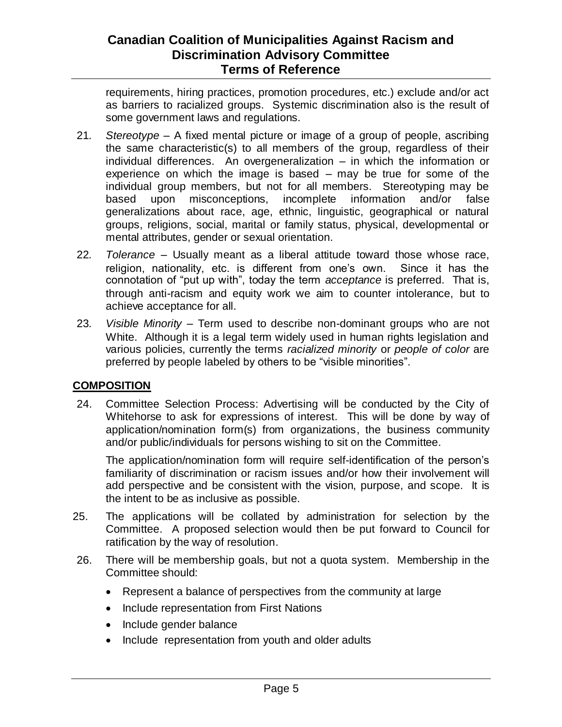requirements, hiring practices, promotion procedures, etc.) exclude and/or act as barriers to racialized groups. Systemic discrimination also is the result of some government laws and regulations.

21. *Stereotype* – A fixed mental picture or image of a group of people, ascribing the same characteristic(s) to all members of the group, regardless of their individual differences. An overgeneralization – in which the information or experience on which the image is based – may be true for some of the individual group members, but not for all members. Stereotyping may be based upon misconceptions, incomplete information and/or false generalizations about race, age, ethnic, linguistic, geographical or natural groups, religions, social, marital or family status, physical, developmental or mental attributes, gender or sexual orientation.

22. *Tolerance* – Usually meant as a liberal attitude toward those whose race, religion, nationality, etc. is different from one's own. Since it has the connotation of "put up with", today the term *acceptance* is preferred. That is, through anti-racism and equity work we aim to counter intolerance, but to achieve acceptance for all.

23. *Visible Minority* – Term used to describe non-dominant groups who are not White. Although it is a legal term widely used in human rights legislation and various policies, currently the terms *racialized minority* or *people of color* are preferred by people labeled by others to be "visible minorities".

## COMPOSITION

24. Committee Selection Process: Advertising will be conducted by the City of Whitehorse to ask for expressions of interest. This will be done by way of application/nomination form(s) from organizations, the business community and/or public/individuals for persons wishing to sit on the Committee.

    The application/nomination form will require self-identification of the person's familiarity of discrimination or racism issues and/or how their involvement will add perspective and be consistent with the vision, purpose, and scope. It is the intent to be as inclusive as possible.

25. The applications will be collated by administration for selection by the Committee. A proposed selection would then be put forward to Council for ratification by the way of resolution.

26. There will be membership goals, but not a quota system. Membership in the Committee should:

    - Represent a balance of perspectives from the community at large
    - Include representation from First Nations
    - Include gender balance
    - Include representation from youth and older adults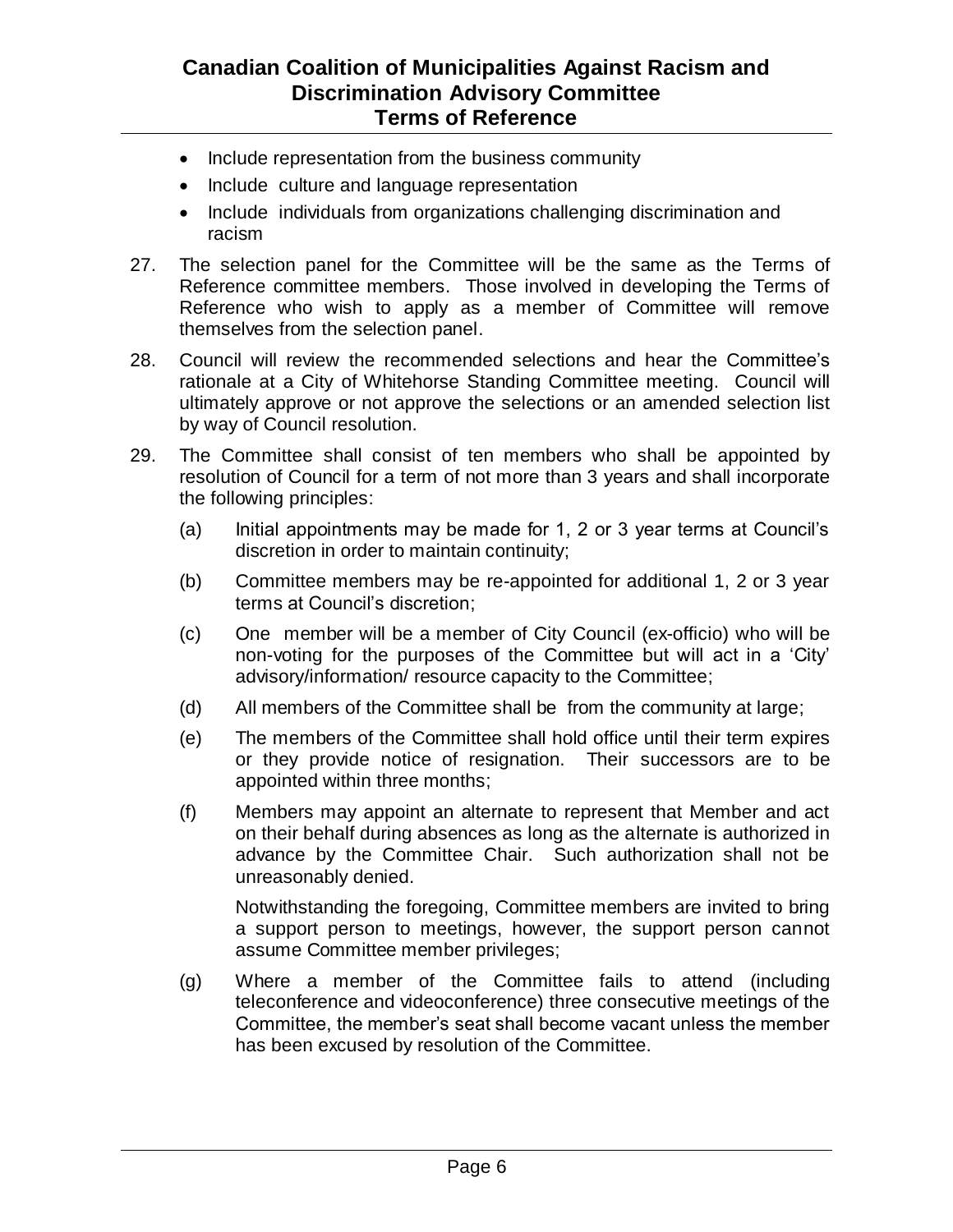- Include representation from the business community
- Include culture and language representation
- Include individuals from organizations challenging discrimination and racism

27. The selection panel for the Committee will be the same as the Terms of Reference committee members. Those involved in developing the Terms of Reference who wish to apply as a member of Committee will remove themselves from the selection panel.

28. Council will review the recommended selections and hear the Committee's rationale at a City of Whitehorse Standing Committee meeting. Council will ultimately approve or not approve the selections or an amended selection list by way of Council resolution.

29. The Committee shall consist of ten members who shall be appointed by resolution of Council for a term of not more than 3 years and shall incorporate the following principles:

    (a) Initial appointments may be made for 1, 2 or 3 year terms at Council's discretion in order to maintain continuity;

    (b) Committee members may be re-appointed for additional 1, 2 or 3 year terms at Council's discretion;

    (c) One member will be a member of City Council (ex-officio) who will be non-voting for the purposes of the Committee but will act in a 'City' advisory/information/ resource capacity to the Committee;

    (d) All members of the Committee shall be from the community at large;

    (e) The members of the Committee shall hold office until their term expires or they provide notice of resignation. Their successors are to be appointed within three months;

    (f) Members may appoint an alternate to represent that Member and act on their behalf during absences as long as the alternate is authorized in advance by the Committee Chair. Such authorization shall not be unreasonably denied.

        Notwithstanding the foregoing, Committee members are invited to bring a support person to meetings, however, the support person cannot assume Committee member privileges;

    (g) Where a member of the Committee fails to attend (including teleconference and videoconference) three consecutive meetings of the Committee, the member's seat shall become vacant unless the member has been excused by resolution of the Committee.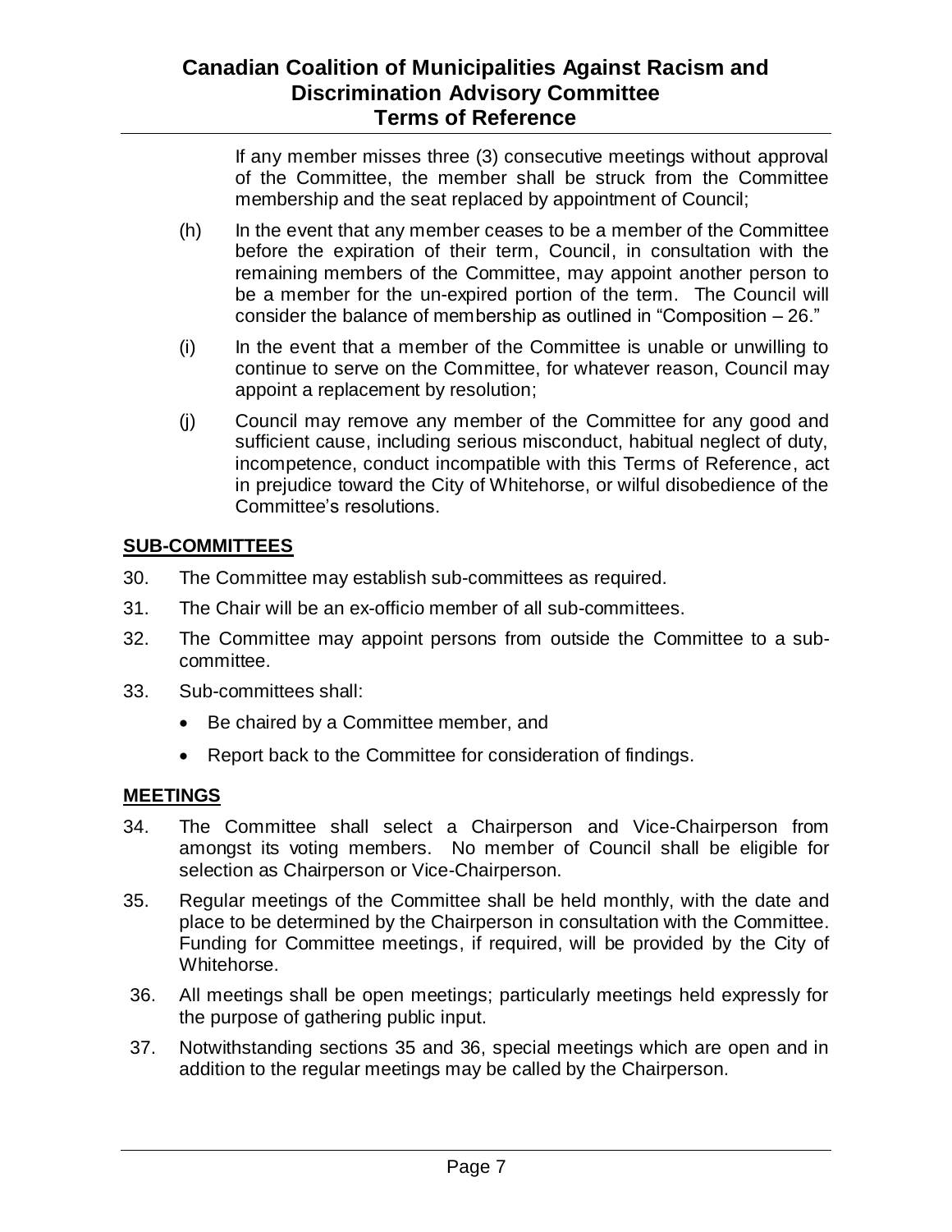If any member misses three (3) consecutive meetings without approval of the Committee, the member shall be struck from the Committee membership and the seat replaced by appointment of Council;

(h) In the event that any member ceases to be a member of the Committee before the expiration of their term, Council, in consultation with the remaining members of the Committee, may appoint another person to be a member for the un-expired portion of the term. The Council will consider the balance of membership as outlined in "Composition – 26."

(i) In the event that a member of the Committee is unable or unwilling to continue to serve on the Committee, for whatever reason, Council may appoint a replacement by resolution;

(j) Council may remove any member of the Committee for any good and sufficient cause, including serious misconduct, habitual neglect of duty, incompetence, conduct incompatible with this Terms of Reference, act in prejudice toward the City of Whitehorse, or wilful disobedience of the Committee's resolutions.

## SUB-COMMITTEES

30. The Committee may establish sub-committees as required.
31. The Chair will be an ex-officio member of all sub-committees.
32. The Committee may appoint persons from outside the Committee to a sub-committee.
33. Sub-committees shall:
    - Be chaired by a Committee member, and
    - Report back to the Committee for consideration of findings.

## MEETINGS

34. The Committee shall select a Chairperson and Vice-Chairperson from amongst its voting members. No member of Council shall be eligible for selection as Chairperson or Vice-Chairperson.
35. Regular meetings of the Committee shall be held monthly, with the date and place to be determined by the Chairperson in consultation with the Committee. Funding for Committee meetings, if required, will be provided by the City of Whitehorse.
36. All meetings shall be open meetings; particularly meetings held expressly for the purpose of gathering public input.
37. Notwithstanding sections 35 and 36, special meetings which are open and in addition to the regular meetings may be called by the Chairperson.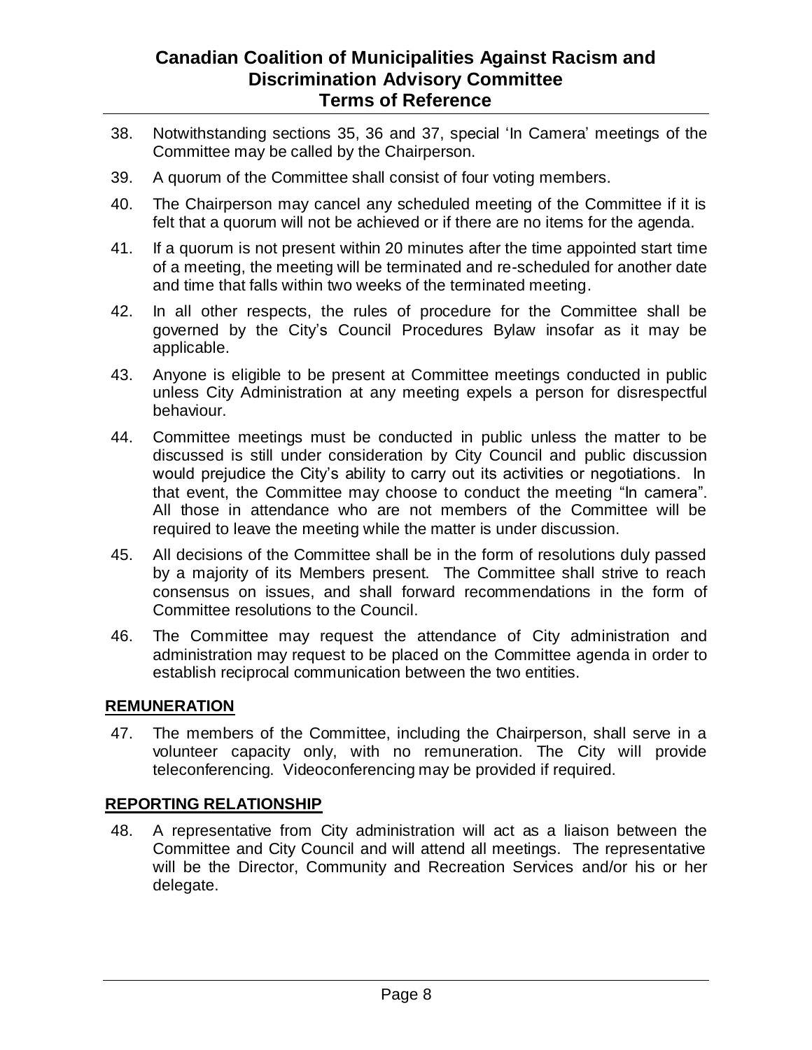38. Notwithstanding sections 35, 36 and 37, special 'In Camera' meetings of the Committee may be called by the Chairperson.

39. A quorum of the Committee shall consist of four voting members.

40. The Chairperson may cancel any scheduled meeting of the Committee if it is felt that a quorum will not be achieved or if there are no items for the agenda.

41. If a quorum is not present within 20 minutes after the time appointed start time of a meeting, the meeting will be terminated and re-scheduled for another date and time that falls within two weeks of the terminated meeting.

42. In all other respects, the rules of procedure for the Committee shall be governed by the City's Council Procedures Bylaw insofar as it may be applicable.

43. Anyone is eligible to be present at Committee meetings conducted in public unless City Administration at any meeting expels a person for disrespectful behaviour.

44. Committee meetings must be conducted in public unless the matter to be discussed is still under consideration by City Council and public discussion would prejudice the City's ability to carry out its activities or negotiations. In that event, the Committee may choose to conduct the meeting "In camera". All those in attendance who are not members of the Committee will be required to leave the meeting while the matter is under discussion.

45. All decisions of the Committee shall be in the form of resolutions duly passed by a majority of its Members present. The Committee shall strive to reach consensus on issues, and shall forward recommendations in the form of Committee resolutions to the Council.

46. The Committee may request the attendance of City administration and administration may request to be placed on the Committee agenda in order to establish reciprocal communication between the two entities.

## REMUNERATION

47. The members of the Committee, including the Chairperson, shall serve in a volunteer capacity only, with no remuneration. The City will provide teleconferencing. Videoconferencing may be provided if required.

## REPORTING RELATIONSHIP

48. A representative from City administration will act as a liaison between the Committee and City Council and will attend all meetings. The representative will be the Director, Community and Recreation Services and/or his or her delegate.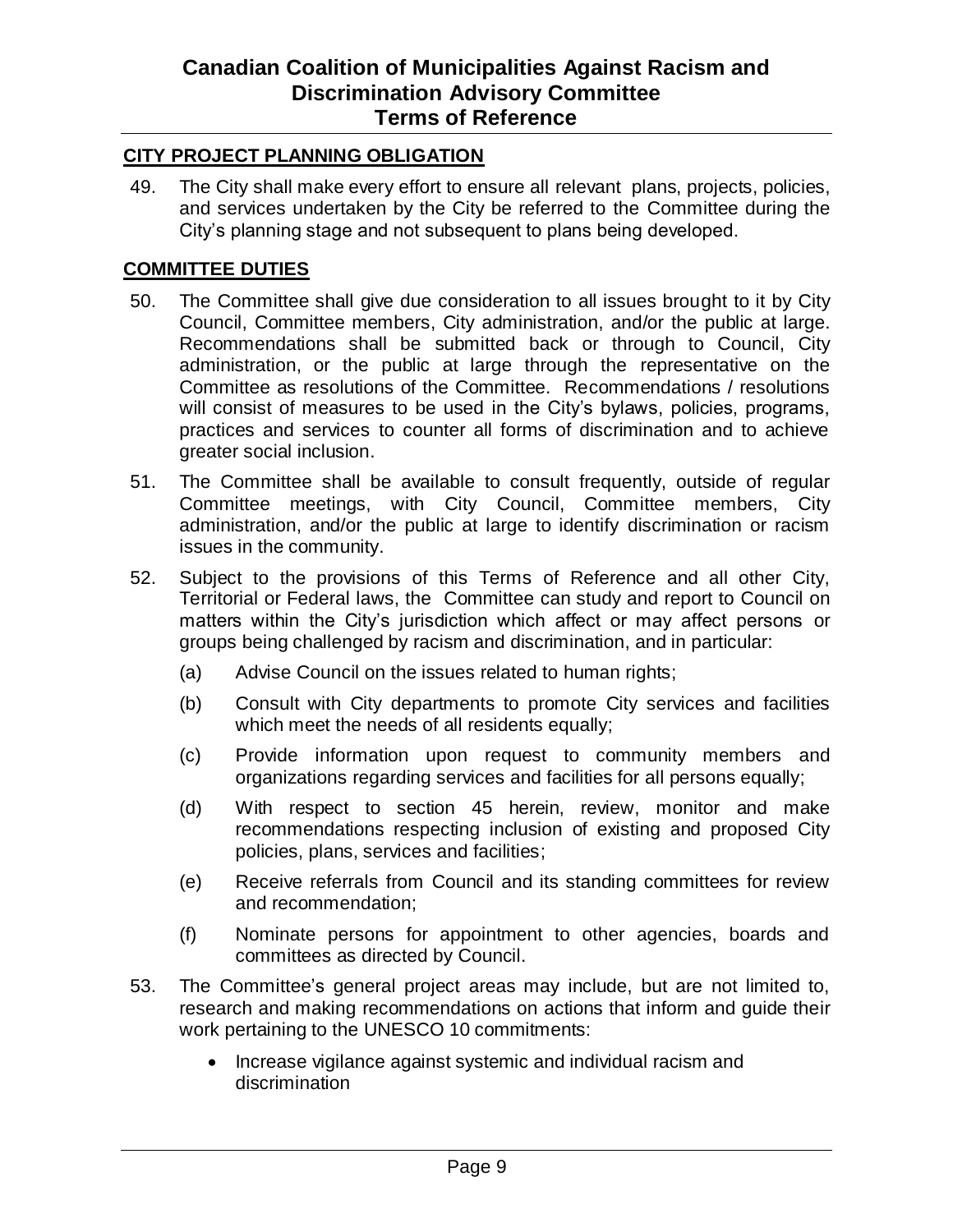## CITY PROJECT PLANNING OBLIGATION

49. The City shall make every effort to ensure all relevant plans, projects, policies, and services undertaken by the City be referred to the Committee during the City's planning stage and not subsequent to plans being developed.

## COMMITTEE DUTIES

50. The Committee shall give due consideration to all issues brought to it by City Council, Committee members, City administration, and/or the public at large. Recommendations shall be submitted back or through to Council, City administration, or the public at large through the representative on the Committee as resolutions of the Committee. Recommendations / resolutions will consist of measures to be used in the City's bylaws, policies, programs, practices and services to counter all forms of discrimination and to achieve greater social inclusion.

51. The Committee shall be available to consult frequently, outside of regular Committee meetings, with City Council, Committee members, City administration, and/or the public at large to identify discrimination or racism issues in the community.

52. Subject to the provisions of this Terms of Reference and all other City, Territorial or Federal laws, the Committee can study and report to Council on matters within the City's jurisdiction which affect or may affect persons or groups being challenged by racism and discrimination, and in particular:

    (a) Advise Council on the issues related to human rights;

    (b) Consult with City departments to promote City services and facilities which meet the needs of all residents equally;

    (c) Provide information upon request to community members and organizations regarding services and facilities for all persons equally;

    (d) With respect to section 45 herein, review, monitor and make recommendations respecting inclusion of existing and proposed City policies, plans, services and facilities;

    (e) Receive referrals from Council and its standing committees for review and recommendation;

    (f) Nominate persons for appointment to other agencies, boards and committees as directed by Council.

53. The Committee's general project areas may include, but are not limited to, research and making recommendations on actions that inform and guide their work pertaining to the UNESCO 10 commitments:

    - Increase vigilance against systemic and individual racism and discrimination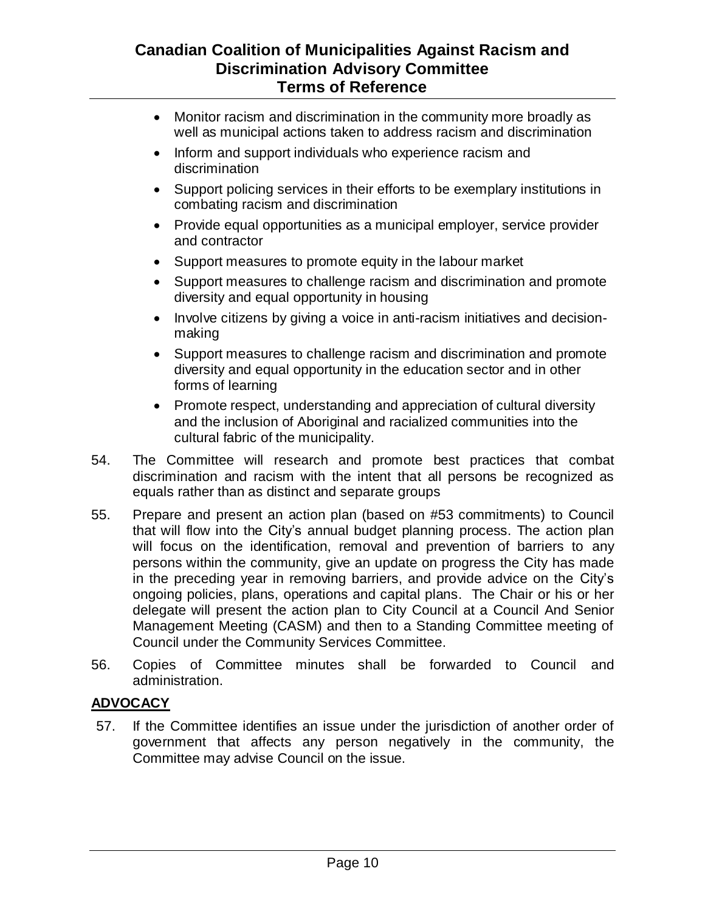- Monitor racism and discrimination in the community more broadly as well as municipal actions taken to address racism and discrimination
- Inform and support individuals who experience racism and discrimination
- Support policing services in their efforts to be exemplary institutions in combating racism and discrimination
- Provide equal opportunities as a municipal employer, service provider and contractor
- Support measures to promote equity in the labour market
- Support measures to challenge racism and discrimination and promote diversity and equal opportunity in housing
- Involve citizens by giving a voice in anti-racism initiatives and decision-making
- Support measures to challenge racism and discrimination and promote diversity and equal opportunity in the education sector and in other forms of learning
- Promote respect, understanding and appreciation of cultural diversity and the inclusion of Aboriginal and racialized communities into the cultural fabric of the municipality.

54. The Committee will research and promote best practices that combat discrimination and racism with the intent that all persons be recognized as equals rather than as distinct and separate groups

55. Prepare and present an action plan (based on #53 commitments) to Council that will flow into the City's annual budget planning process. The action plan will focus on the identification, removal and prevention of barriers to any persons within the community, give an update on progress the City has made in the preceding year in removing barriers, and provide advice on the City's ongoing policies, plans, operations and capital plans. The Chair or his or her delegate will present the action plan to City Council at a Council And Senior Management Meeting (CASM) and then to a Standing Committee meeting of Council under the Community Services Committee.

56. Copies of Committee minutes shall be forwarded to Council and administration.

## ADVOCACY

57. If the Committee identifies an issue under the jurisdiction of another order of government that affects any person negatively in the community, the Committee may advise Council on the issue.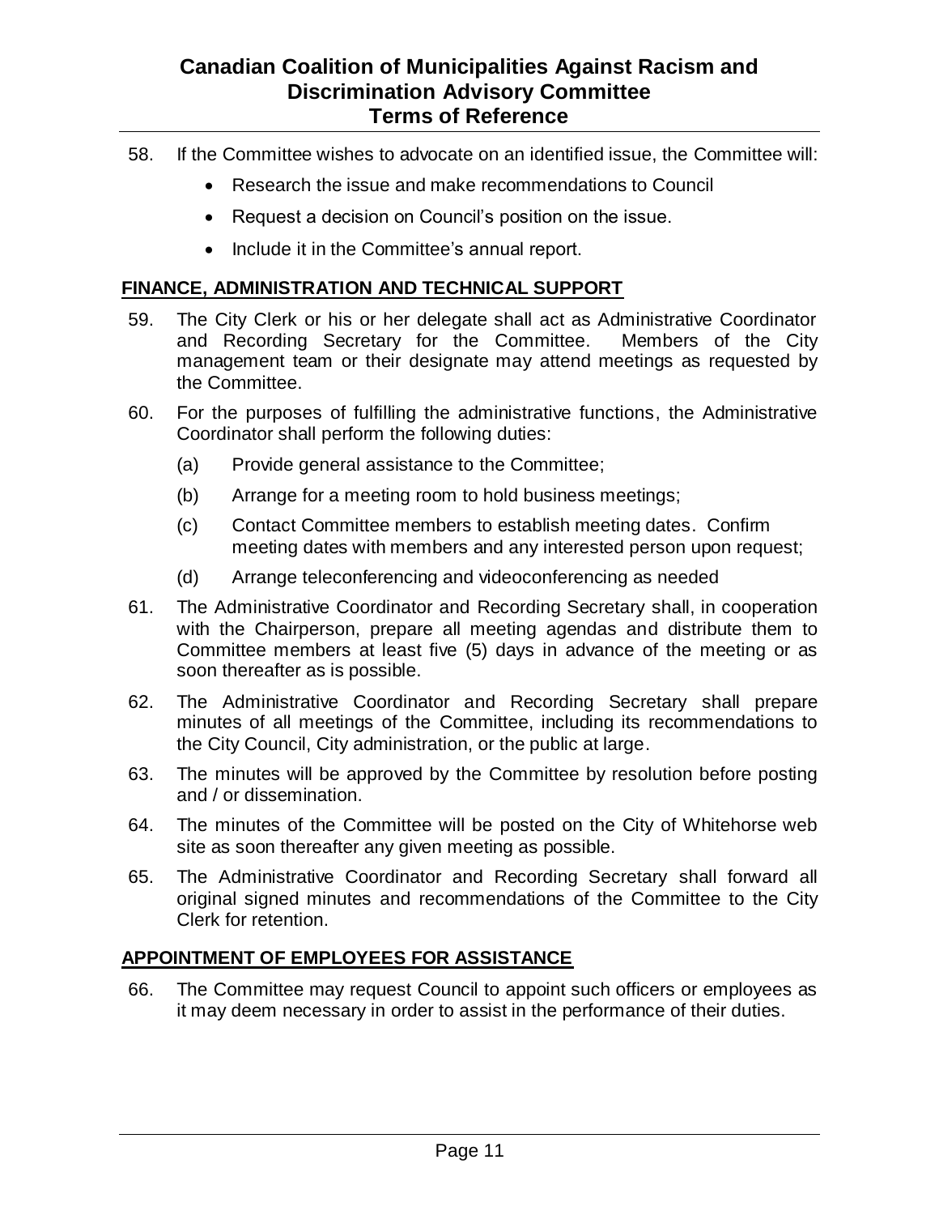58. If the Committee wishes to advocate on an identified issue, the Committee will:
    - Research the issue and make recommendations to Council
    - Request a decision on Council's position on the issue.
    - Include it in the Committee's annual report.

## FINANCE, ADMINISTRATION AND TECHNICAL SUPPORT

59. The City Clerk or his or her delegate shall act as Administrative Coordinator and Recording Secretary for the Committee. Members of the City management team or their designate may attend meetings as requested by the Committee.

60. For the purposes of fulfilling the administrative functions, the Administrative Coordinator shall perform the following duties:
    (a) Provide general assistance to the Committee;
    (b) Arrange for a meeting room to hold business meetings;
    (c) Contact Committee members to establish meeting dates. Confirm meeting dates with members and any interested person upon request;
    (d) Arrange teleconferencing and videoconferencing as needed

61. The Administrative Coordinator and Recording Secretary shall, in cooperation with the Chairperson, prepare all meeting agendas and distribute them to Committee members at least five (5) days in advance of the meeting or as soon thereafter as is possible.

62. The Administrative Coordinator and Recording Secretary shall prepare minutes of all meetings of the Committee, including its recommendations to the City Council, City administration, or the public at large.

63. The minutes will be approved by the Committee by resolution before posting and / or dissemination.

64. The minutes of the Committee will be posted on the City of Whitehorse web site as soon thereafter any given meeting as possible.

65. The Administrative Coordinator and Recording Secretary shall forward all original signed minutes and recommendations of the Committee to the City Clerk for retention.

## APPOINTMENT OF EMPLOYEES FOR ASSISTANCE

66. The Committee may request Council to appoint such officers or employees as it may deem necessary in order to assist in the performance of their duties.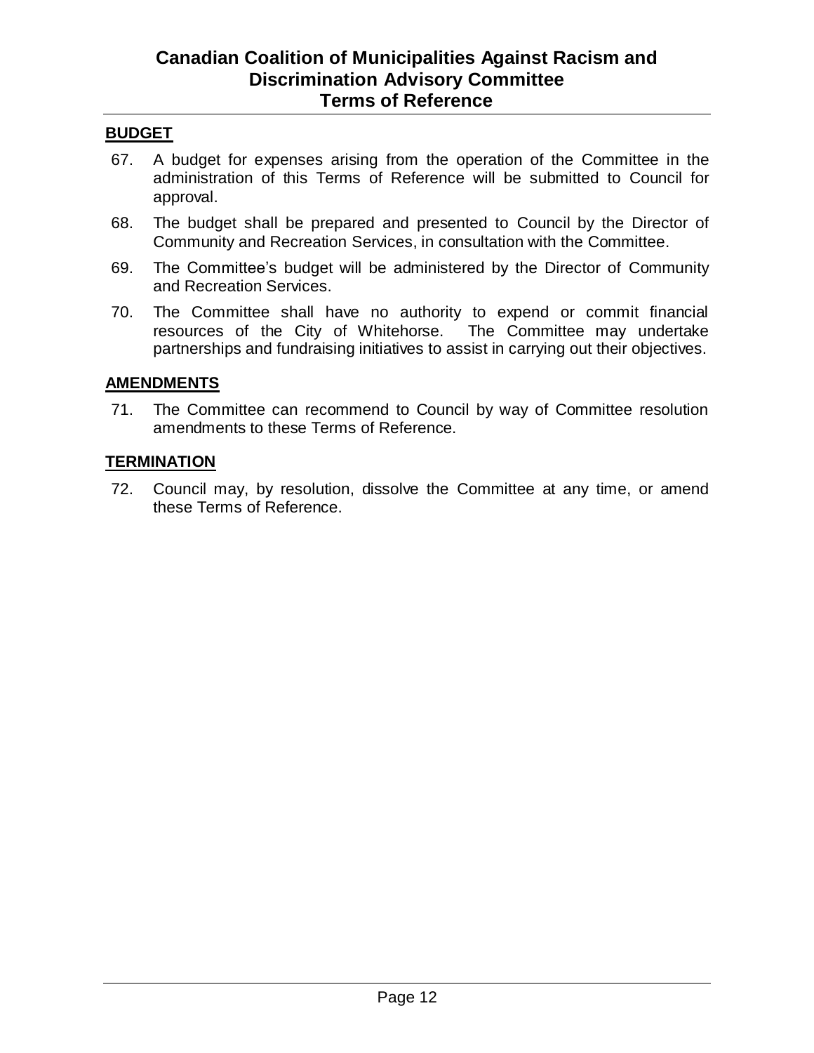## BUDGET

67. A budget for expenses arising from the operation of the Committee in the administration of this Terms of Reference will be submitted to Council for approval.

68. The budget shall be prepared and presented to Council by the Director of Community and Recreation Services, in consultation with the Committee.

69. The Committee's budget will be administered by the Director of Community and Recreation Services.

70. The Committee shall have no authority to expend or commit financial resources of the City of Whitehorse. The Committee may undertake partnerships and fundraising initiatives to assist in carrying out their objectives.

## AMENDMENTS

71. The Committee can recommend to Council by way of Committee resolution amendments to these Terms of Reference.

## TERMINATION

72. Council may, by resolution, dissolve the Committee at any time, or amend these Terms of Reference.